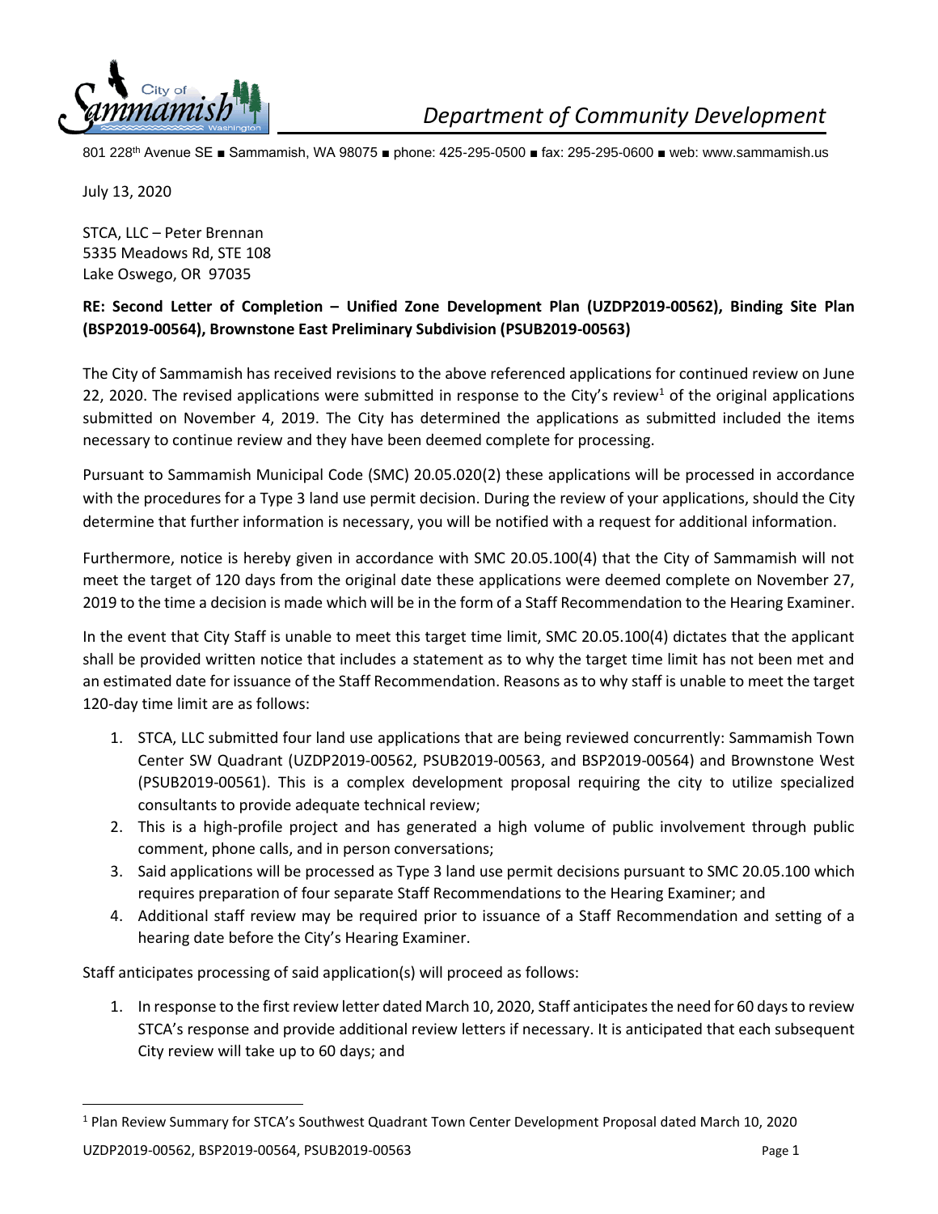*Department of Community Development*

801 228th Avenue SE ■ Sammamish, WA 98075 ■ phone: 425-295-0500 ■ fax: 295-295-0600 ■ web: www.sammamish.us

July 13, 2020

STCA, LLC – Peter Brennan
5335 Meadows Rd, STE 108
Lake Oswego, OR 97035

**RE: Second Letter of Completion – Unified Zone Development Plan (UZDP2019-00562), Binding Site Plan (BSP2019-00564), Brownstone East Preliminary Subdivision (PSUB2019-00563)**

The City of Sammamish has received revisions to the above referenced applications for continued review on June 22, 2020. The revised applications were submitted in response to the City's review[1] of the original applications submitted on November 4, 2019. The City has determined the applications as submitted included the items necessary to continue review and they have been deemed complete for processing.

Pursuant to Sammamish Municipal Code (SMC) 20.05.020(2) these applications will be processed in accordance with the procedures for a Type 3 land use permit decision. During the review of your applications, should the City determine that further information is necessary, you will be notified with a request for additional information.

Furthermore, notice is hereby given in accordance with SMC 20.05.100(4) that the City of Sammamish will not meet the target of 120 days from the original date these applications were deemed complete on November 27, 2019 to the time a decision is made which will be in the form of a Staff Recommendation to the Hearing Examiner.

In the event that City Staff is unable to meet this target time limit, SMC 20.05.100(4) dictates that the applicant shall be provided written notice that includes a statement as to why the target time limit has not been met and an estimated date for issuance of the Staff Recommendation. Reasons as to why staff is unable to meet the target 120-day time limit are as follows:

1. STCA, LLC submitted four land use applications that are being reviewed concurrently: Sammamish Town Center SW Quadrant (UZDP2019-00562, PSUB2019-00563, and BSP2019-00564) and Brownstone West (PSUB2019-00561). This is a complex development proposal requiring the city to utilize specialized consultants to provide adequate technical review;
2. This is a high-profile project and has generated a high volume of public involvement through public comment, phone calls, and in person conversations;
3. Said applications will be processed as Type 3 land use permit decisions pursuant to SMC 20.05.100 which requires preparation of four separate Staff Recommendations to the Hearing Examiner; and
4. Additional staff review may be required prior to issuance of a Staff Recommendation and setting of a hearing date before the City's Hearing Examiner.

Staff anticipates processing of said application(s) will proceed as follows:

1. In response to the first review letter dated March 10, 2020, Staff anticipates the need for 60 days to review STCA's response and provide additional review letters if necessary. It is anticipated that each subsequent City review will take up to 60 days; and

---

[1] Plan Review Summary for STCA's Southwest Quadrant Town Center Development Proposal dated March 10, 2020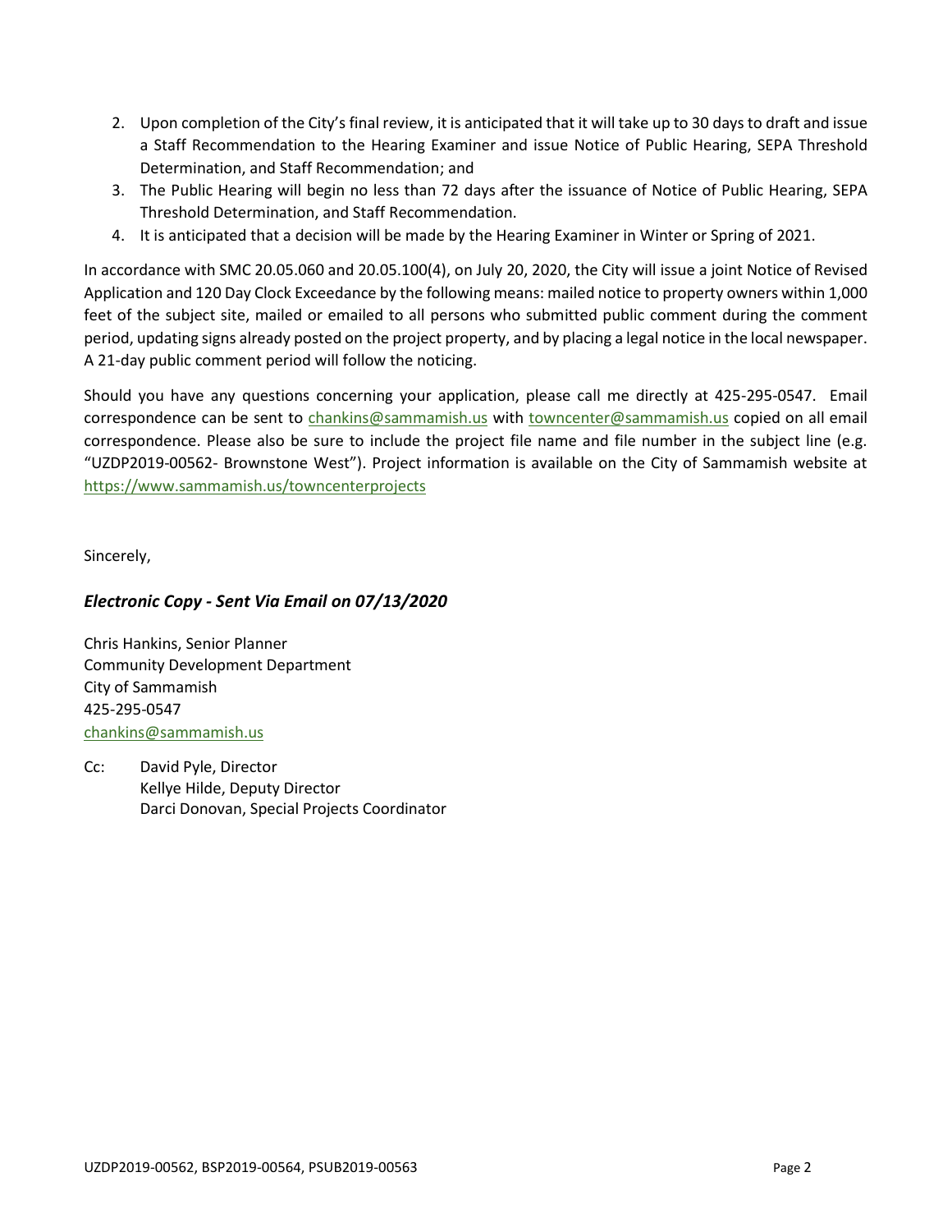2. Upon completion of the City's final review, it is anticipated that it will take up to 30 days to draft and issue a Staff Recommendation to the Hearing Examiner and issue Notice of Public Hearing, SEPA Threshold Determination, and Staff Recommendation; and
3. The Public Hearing will begin no less than 72 days after the issuance of Notice of Public Hearing, SEPA Threshold Determination, and Staff Recommendation.
4. It is anticipated that a decision will be made by the Hearing Examiner in Winter or Spring of 2021.

In accordance with SMC 20.05.060 and 20.05.100(4), on July 20, 2020, the City will issue a joint Notice of Revised Application and 120 Day Clock Exceedance by the following means: mailed notice to property owners within 1,000 feet of the subject site, mailed or emailed to all persons who submitted public comment during the comment period, updating signs already posted on the project property, and by placing a legal notice in the local newspaper. A 21-day public comment period will follow the noticing.

Should you have any questions concerning your application, please call me directly at 425-295-0547. Email correspondence can be sent to chankins@sammamish.us with towncenter@sammamish.us copied on all email correspondence. Please also be sure to include the project file name and file number in the subject line (e.g. "UZDP2019-00562- Brownstone West"). Project information is available on the City of Sammamish website at https://www.sammamish.us/towncenterprojects

Sincerely,

***Electronic Copy - Sent Via Email on 07/13/2020***

Chris Hankins, Senior Planner
Community Development Department
City of Sammamish
425-295-0547
chankins@sammamish.us

Cc: David Pyle, Director
Kellye Hilde, Deputy Director
Darci Donovan, Special Projects Coordinator

UZDP2019-00562, BSP2019-00564, PSUB2019-00563